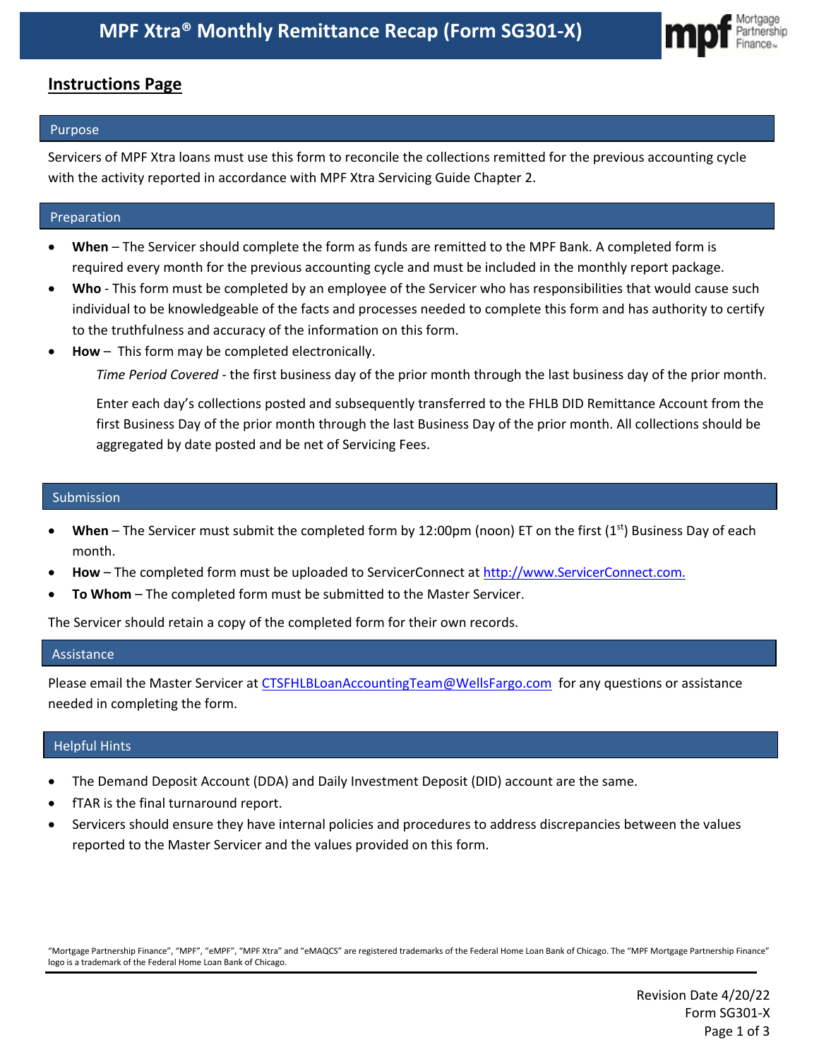# MPF Xtra® Monthly Remittance Recap (Form SG301-X)

## Instructions Page

### Purpose

Servicers of MPF Xtra loans must use this form to reconcile the collections remitted for the previous accounting cycle with the activity reported in accordance with MPF Xtra Servicing Guide Chapter 2.

### Preparation

- **When** – The Servicer should complete the form as funds are remitted to the MPF Bank. A completed form is required every month for the previous accounting cycle and must be included in the monthly report package.
- **Who** - This form must be completed by an employee of the Servicer who has responsibilities that would cause such individual to be knowledgeable of the facts and processes needed to complete this form and has authority to certify to the truthfulness and accuracy of the information on this form.
- **How** – This form may be completed electronically.

  *Time Period Covered* - the first business day of the prior month through the last business day of the prior month.

  Enter each day's collections posted and subsequently transferred to the FHLB DID Remittance Account from the first Business Day of the prior month through the last Business Day of the prior month. All collections should be aggregated by date posted and be net of Servicing Fees.

### Submission

- **When** – The Servicer must submit the completed form by 12:00pm (noon) ET on the first (1st) Business Day of each month.
- **How** – The completed form must be uploaded to ServicerConnect at http://www.ServicerConnect.com.
- **To Whom** – The completed form must be submitted to the Master Servicer.

The Servicer should retain a copy of the completed form for their own records.

### Assistance

Please email the Master Servicer at CTSFHLBLoanAccountingTeam@WellsFargo.com for any questions or assistance needed in completing the form.

### Helpful Hints

- The Demand Deposit Account (DDA) and Daily Investment Deposit (DID) account are the same.
- fTAR is the final turnaround report.
- Servicers should ensure they have internal policies and procedures to address discrepancies between the values reported to the Master Servicer and the values provided on this form.

"Mortgage Partnership Finance", "MPF", "eMPF", "MPF Xtra" and "eMAQCS" are registered trademarks of the Federal Home Loan Bank of Chicago. The "MPF Mortgage Partnership Finance" logo is a trademark of the Federal Home Loan Bank of Chicago.

Revision Date 4/20/22
Form SG301-X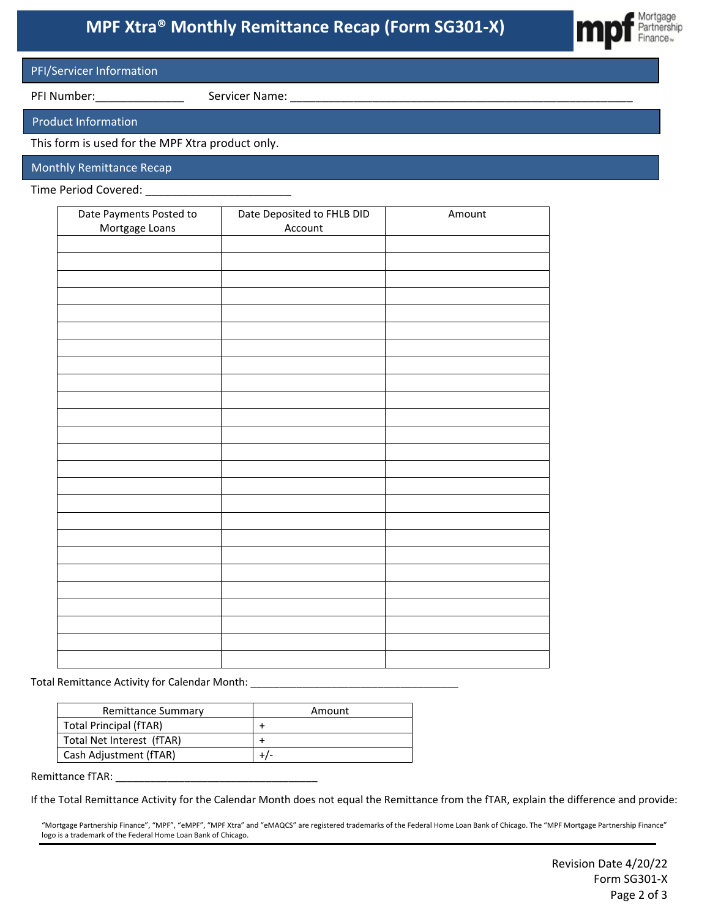# MPF Xtra® Monthly Remittance Recap (Form SG301-X)

## PFI/Servicer Information

PFI Number:______________ Servicer Name: ________________________________________________________

## Product Information

This form is used for the MPF Xtra product only.

## Monthly Remittance Recap

Time Period Covered: ________________________

| Date Payments Posted to Mortgage Loans | Date Deposited to FHLB DID Account | Amount |
|---|---|---|
| | | |
| | | |
| | | |
| | | |
| | | |
| | | |
| | | |
| | | |
| | | |
| | | |
| | | |
| | | |
| | | |
| | | |
| | | |
| | | |
| | | |
| | | |
| | | |
| | | |
| | | |
| | | |
| | | |
| | | |
| | | |

Total Remittance Activity for Calendar Month: ____________________________________

| Remittance Summary | Amount |
|---|---|
| Total Principal (fTAR) | + |
| Total Net Interest (fTAR) | + |
| Cash Adjustment (fTAR) | +/- |

Remittance fTAR: ___________________________________

If the Total Remittance Activity for the Calendar Month does not equal the Remittance from the fTAR, explain the difference and provide:

"Mortgage Partnership Finance", "MPF", "eMPF", "MPF Xtra" and "eMAQCS" are registered trademarks of the Federal Home Loan Bank of Chicago. The "MPF Mortgage Partnership Finance" logo is a trademark of the Federal Home Loan Bank of Chicago.

Revision Date 4/20/22
Form SG301-X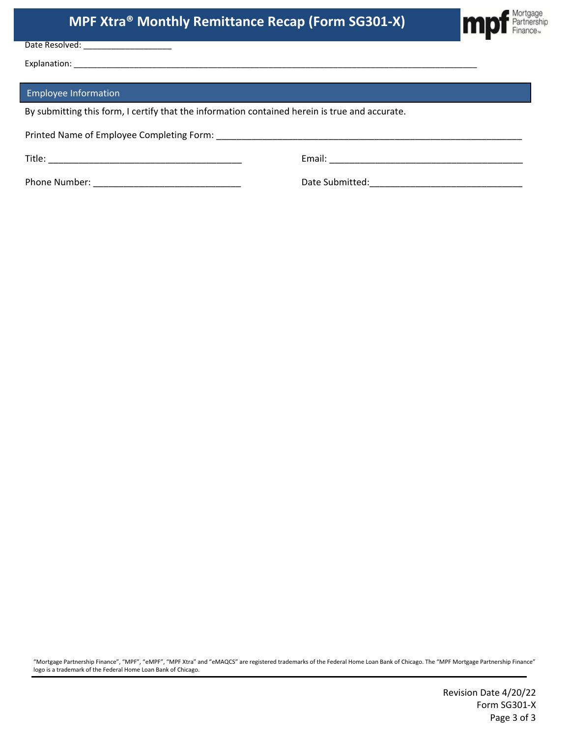Date Resolved: ___________________

Explanation: ________________________________________________________________________________________

## Employee Information

By submitting this form, I certify that the information contained herein is true and accurate.

Printed Name of Employee Completing Form: _______________________________________________________________

Title: ______________________________________ Email: ______________________________________

Phone Number: _____________________________ Date Submitted: ______________________________

"Mortgage Partnership Finance", "MPF", "eMPF", "MPF Xtra" and "eMAQCS" are registered trademarks of the Federal Home Loan Bank of Chicago. The "MPF Mortgage Partnership Finance" logo is a trademark of the Federal Home Loan Bank of Chicago.

Revision Date 4/20/22
Form SG301-X